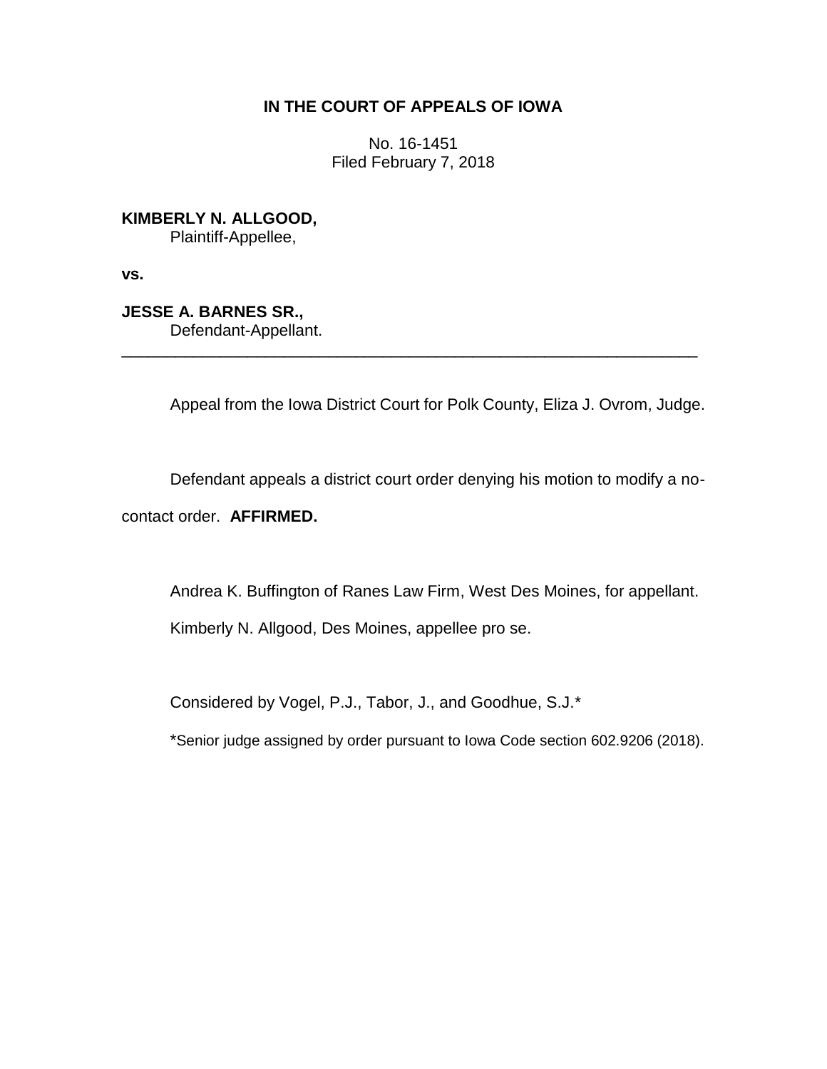**IN THE COURT OF APPEALS OF IOWA**

No. 16-1451
Filed February 7, 2018

**KIMBERLY N. ALLGOOD,**
Plaintiff-Appellee,

**vs.**

**JESSE A. BARNES SR.,**
Defendant-Appellant.

---

Appeal from the Iowa District Court for Polk County, Eliza J. Ovrom, Judge.

Defendant appeals a district court order denying his motion to modify a no-contact order. **AFFIRMED.**

Andrea K. Buffington of Ranes Law Firm, West Des Moines, for appellant.

Kimberly N. Allgood, Des Moines, appellee pro se.

Considered by Vogel, P.J., Tabor, J., and Goodhue, S.J.*

*Senior judge assigned by order pursuant to Iowa Code section 602.9206 (2018).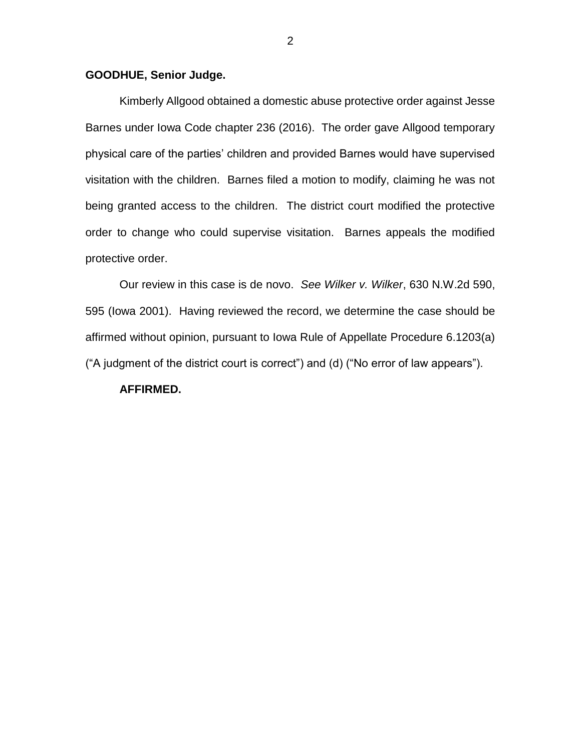**GOODHUE, Senior Judge.**

Kimberly Allgood obtained a domestic abuse protective order against Jesse Barnes under Iowa Code chapter 236 (2016). The order gave Allgood temporary physical care of the parties' children and provided Barnes would have supervised visitation with the children. Barnes filed a motion to modify, claiming he was not being granted access to the children. The district court modified the protective order to change who could supervise visitation. Barnes appeals the modified protective order.

Our review in this case is de novo. *See Wilker v. Wilker*, 630 N.W.2d 590, 595 (Iowa 2001). Having reviewed the record, we determine the case should be affirmed without opinion, pursuant to Iowa Rule of Appellate Procedure 6.1203(a) ("A judgment of the district court is correct") and (d) ("No error of law appears").

**AFFIRMED.**